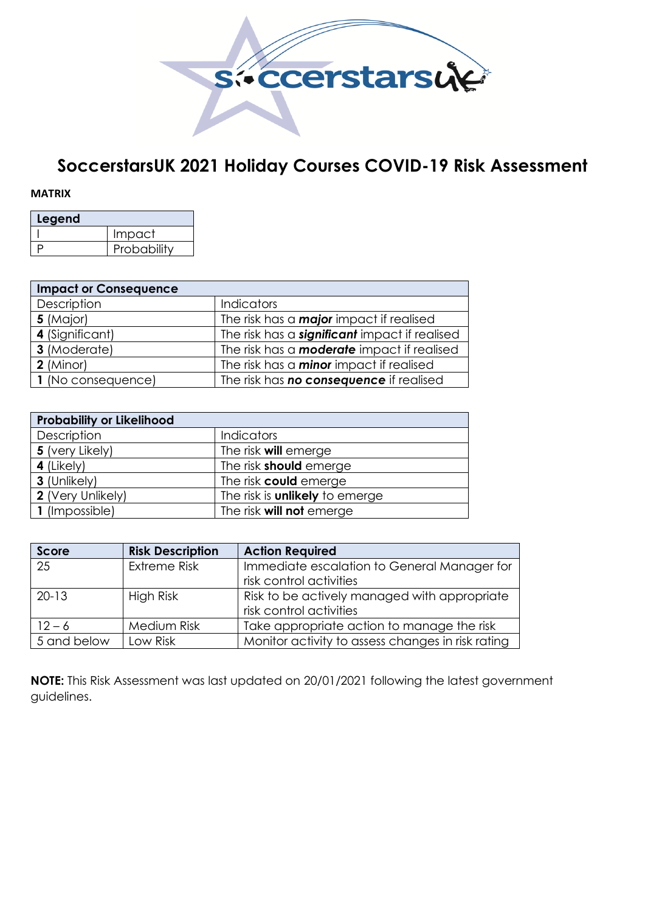# SoccerstarsUK 2021 Holiday Courses COVID-19 Risk Assessment

**MATRIX**

| Legend | |
|---|---|
| I | Impact |
| P | Probability |

| Impact or Consequence | |
|---|---|
| Description | Indicators |
| **5** (Major) | The risk has a ***major*** impact if realised |
| **4** (Significant) | The risk has a ***significant*** impact if realised |
| **3** (Moderate) | The risk has a ***moderate*** impact if realised |
| **2** (Minor) | The risk has a ***minor*** impact if realised |
| **1** (No consequence) | The risk has ***no consequence*** if realised |

| Probability or Likelihood | |
|---|---|
| Description | Indicators |
| **5** (very Likely) | The risk **will** emerge |
| **4** (Likely) | The risk **should** emerge |
| **3** (Unlikely) | The risk **could** emerge |
| **2** (Very Unlikely) | The risk is **unlikely** to emerge |
| **1** (Impossible) | The risk **will not** emerge |

| Score | Risk Description | Action Required |
|---|---|---|
| 25 | Extreme Risk | Immediate escalation to General Manager for risk control activities |
| 20-13 | High Risk | Risk to be actively managed with appropriate risk control activities |
| 12 – 6 | Medium Risk | Take appropriate action to manage the risk |
| 5 and below | Low Risk | Monitor activity to assess changes in risk rating |

**NOTE:** This Risk Assessment was last updated on 20/01/2021 following the latest government guidelines.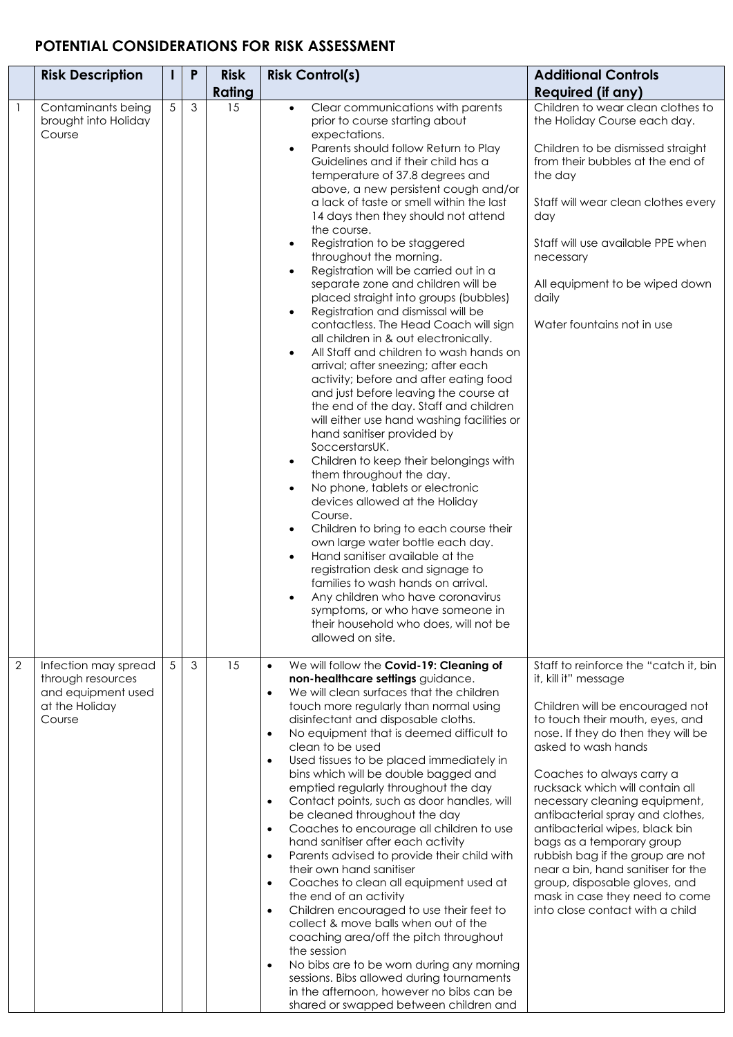## POTENTIAL CONSIDERATIONS FOR RISK ASSESSMENT

| | Risk Description | I | P | Risk Rating | Risk Control(s) | Additional Controls Required (if any) |
|---|---|---|---|---|---|---|
| 1 | Contaminants being brought into Holiday Course | 5 | 3 | 15 | • Clear communications with parents prior to course starting about expectations.<br>• Parents should follow Return to Play Guidelines and if their child has a temperature of 37.8 degrees and above, a new persistent cough and/or a lack of taste or smell within the last 14 days then they should not attend the course.<br>• Registration to be staggered throughout the morning.<br>• Registration will be carried out in a separate zone and children will be placed straight into groups (bubbles)<br>• Registration and dismissal will be contactless. The Head Coach will sign all children in & out electronically.<br>• All Staff and children to wash hands on arrival; after sneezing; after each activity; before and after eating food and just before leaving the course at the end of the day. Staff and children will either use hand washing facilities or hand sanitiser provided by SoccerstarsUK.<br>• Children to keep their belongings with them throughout the day.<br>• No phone, tablets or electronic devices allowed at the Holiday Course.<br>• Children to bring to each course their own large water bottle each day.<br>• Hand sanitiser available at the registration desk and signage to families to wash hands on arrival.<br>• Any children who have coronavirus symptoms, or who have someone in their household who does, will not be allowed on site. | Children to wear clean clothes to the Holiday Course each day.<br><br>Children to be dismissed straight from their bubbles at the end of the day<br><br>Staff will wear clean clothes every day<br><br>Staff will use available PPE when necessary<br><br>All equipment to be wiped down daily<br><br>Water fountains not in use |
| 2 | Infection may spread through resources and equipment used at the Holiday Course | 5 | 3 | 15 | • We will follow the **Covid-19: Cleaning of non-healthcare settings** guidance.<br>• We will clean surfaces that the children touch more regularly than normal using disinfectant and disposable cloths.<br>• No equipment that is deemed difficult to clean to be used<br>• Used tissues to be placed immediately in bins which will be double bagged and emptied regularly throughout the day<br>• Contact points, such as door handles, will be cleaned throughout the day<br>• Coaches to encourage all children to use hand sanitiser after each activity<br>• Parents advised to provide their child with their own hand sanitiser<br>• Coaches to clean all equipment used at the end of an activity<br>• Children encouraged to use their feet to collect & move balls when out of the coaching area/off the pitch throughout the session<br>• No bibs are to be worn during any morning sessions. Bibs allowed during tournaments in the afternoon, however no bibs can be shared or swapped between children and | Staff to reinforce the "catch it, bin it, kill it" message<br><br>Children will be encouraged not to touch their mouth, eyes, and nose. If they do then they will be asked to wash hands<br><br>Coaches to always carry a rucksack which will contain all necessary cleaning equipment, antibacterial spray and clothes, antibacterial wipes, black bin bags as a temporary group rubbish bag if the group are not near a bin, hand sanitiser for the group, disposable gloves, and mask in case they need to come into close contact with a child |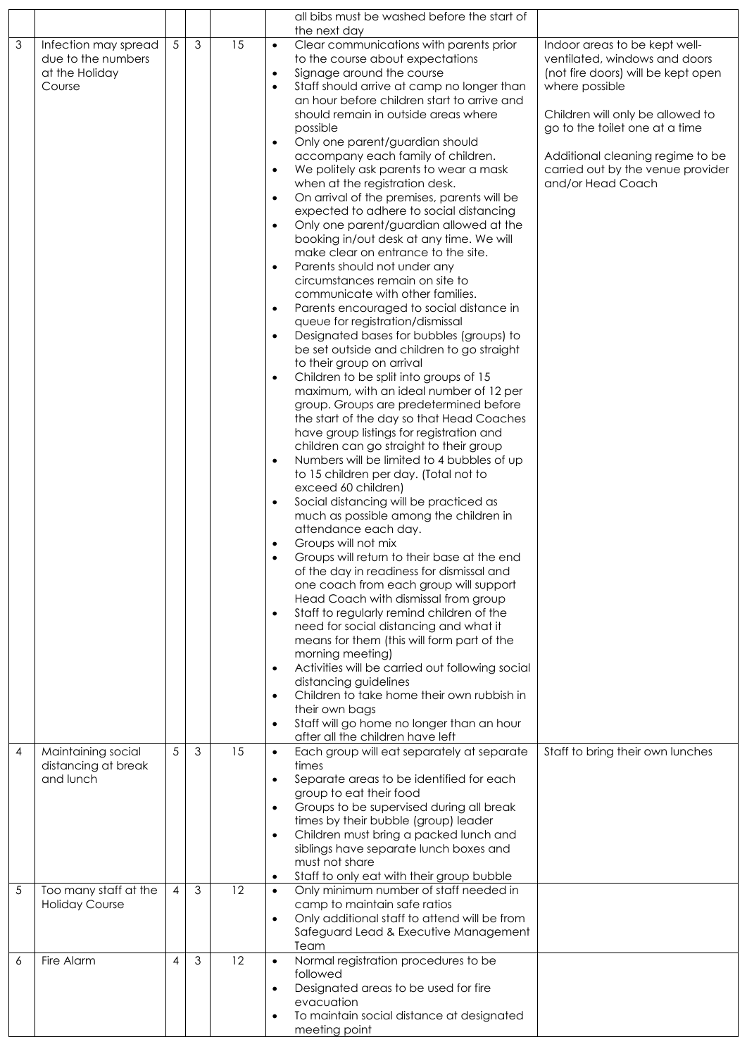| | | | | | | |
|---|---|---|---|---|---|---|
| | | | | | all bibs must be washed before the start of the next day | |
| 3 | Infection may spread due to the numbers at the Holiday Course | 5 | 3 | 15 | • Clear communications with parents prior to the course about expectations<br>• Signage around the course<br>• Staff should arrive at camp no longer than an hour before children start to arrive and should remain in outside areas where possible<br>• Only one parent/guardian should accompany each family of children.<br>• We politely ask parents to wear a mask when at the registration desk.<br>• On arrival of the premises, parents will be expected to adhere to social distancing<br>• Only one parent/guardian allowed at the booking in/out desk at any time. We will make clear on entrance to the site.<br>• Parents should not under any circumstances remain on site to communicate with other families.<br>• Parents encouraged to social distance in queue for registration/dismissal<br>• Designated bases for bubbles (groups) to be set outside and children to go straight to their group on arrival<br>• Children to be split into groups of 15 maximum, with an ideal number of 12 per group. Groups are predetermined before the start of the day so that Head Coaches have group listings for registration and children can go straight to their group<br>• Numbers will be limited to 4 bubbles of up to 15 children per day. (Total not to exceed 60 children)<br>• Social distancing will be practiced as much as possible among the children in attendance each day.<br>• Groups will not mix<br>• Groups will return to their base at the end of the day in readiness for dismissal and one coach from each group will support Head Coach with dismissal from group<br>• Staff to regularly remind children of the need for social distancing and what it means for them (this will form part of the morning meeting)<br>• Activities will be carried out following social distancing guidelines<br>• Children to take home their own rubbish in their own bags<br>• Staff will go home no longer than an hour after all the children have left | Indoor areas to be kept well-ventilated, windows and doors (not fire doors) will be kept open where possible<br><br>Children will only be allowed to go to the toilet one at a time<br><br>Additional cleaning regime to be carried out by the venue provider and/or Head Coach |
| 4 | Maintaining social distancing at break and lunch | 5 | 3 | 15 | • Each group will eat separately at separate times<br>• Separate areas to be identified for each group to eat their food<br>• Groups to be supervised during all break times by their bubble (group) leader<br>• Children must bring a packed lunch and siblings have separate lunch boxes and must not share<br>• Staff to only eat with their group bubble | Staff to bring their own lunches |
| 5 | Too many staff at the Holiday Course | 4 | 3 | 12 | • Only minimum number of staff needed in camp to maintain safe ratios<br>• Only additional staff to attend will be from Safeguard Lead & Executive Management Team | |
| 6 | Fire Alarm | 4 | 3 | 12 | • Normal registration procedures to be followed<br>• Designated areas to be used for fire evacuation<br>• To maintain social distance at designated meeting point | |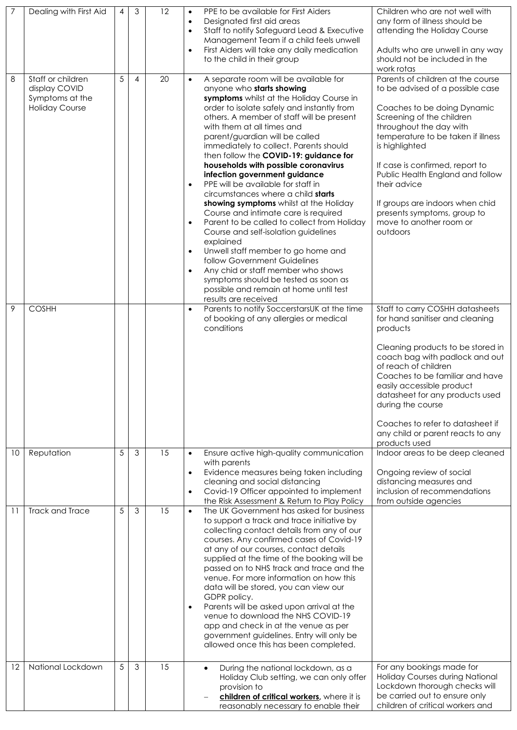| 7 | Dealing with First Aid | 4 | 3 | 12 | • PPE to be available for First Aiders<br>• Designated first aid areas<br>• Staff to notify Safeguard Lead & Executive Management Team if a child feels unwell<br>• First Aiders will take any daily medication to the child in their group | Children who are not well with any form of illness should be attending the Holiday Course<br><br>Adults who are unwell in any way should not be included in the work rotas |
|---|---|---|---|---|---|---|
| 8 | Staff or children display COVID Symptoms at the Holiday Course | 5 | 4 | 20 | • A separate room will be available for anyone who **starts showing symptoms** whilst at the Holiday Course in order to isolate safely and instantly from others. A member of staff will be present with them at all times and parent/guardian will be called immediately to collect. Parents should then follow the **COVID-19: guidance for households with possible coronavirus infection government guidance**<br>• PPE will be available for staff in circumstances where a child **starts showing symptoms** whilst at the Holiday Course and intimate care is required<br>• Parent to be called to collect from Holiday Course and self-isolation guidelines explained<br>• Unwell staff member to go home and follow Government Guidelines<br>• Any chid or staff member who shows symptoms should be tested as soon as possible and remain at home until test results are received | Parents of children at the course to be advised of a possible case<br><br>Coaches to be doing Dynamic Screening of the children throughout the day with temperature to be taken if illness is highlighted<br><br>If case is confirmed, report to Public Health England and follow their advice<br><br>If groups are indoors when chid presents symptoms, group to move to another room or outdoors |
| 9 | COSHH | | | | • Parents to notify SoccerstarsUK at the time of booking of any allergies or medical conditions | Staff to carry COSHH datasheets for hand sanitiser and cleaning products<br><br>Cleaning products to be stored in coach bag with padlock and out of reach of children<br>Coaches to be familiar and have easily accessible product datasheet for any products used during the course<br><br>Coaches to refer to datasheet if any child or parent reacts to any products used |
| 10 | Reputation | 5 | 3 | 15 | • Ensure active high-quality communication with parents<br>• Evidence measures being taken including cleaning and social distancing<br>• Covid-19 Officer appointed to implement the Risk Assessment & Return to Play Policy | Indoor areas to be deep cleaned<br><br>Ongoing review of social distancing measures and inclusion of recommendations from outside agencies |
| 11 | Track and Trace | 5 | 3 | 15 | • The UK Government has asked for business to support a track and trace initiative by collecting contact details from any of our courses. Any confirmed cases of Covid-19 at any of our courses, contact details supplied at the time of the booking will be passed on to NHS track and trace and the venue. For more information on how this data will be stored, you can view our GDPR policy.<br>• Parents will be asked upon arrival at the venue to download the NHS COVID-19 app and check in at the venue as per government guidelines. Entry will only be allowed once this has been completed. | |
| 12 | National Lockdown | 5 | 3 | 15 | • During the national lockdown, as a Holiday Club setting, we can only offer provision to<br>– **children of critical workers,** where it is reasonably necessary to enable their | For any bookings made for Holiday Courses during National Lockdown thorough checks will be carried out to ensure only children of critical workers and |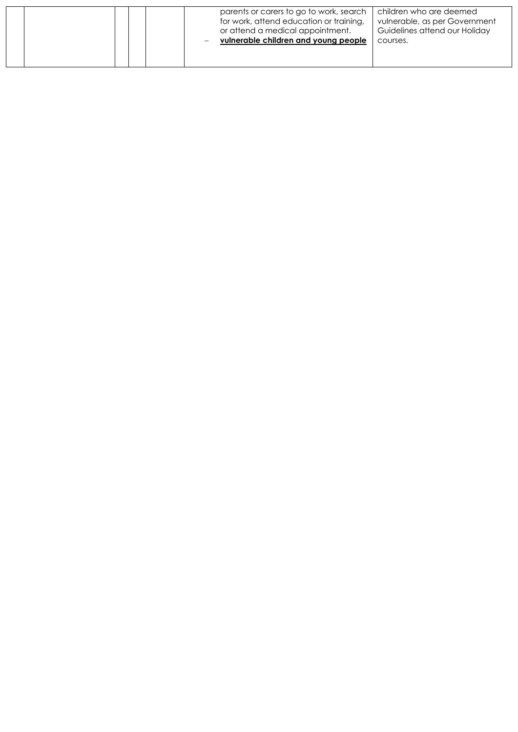| | | | | | | |
|---|---|---|---|---|---|---|
| | | | | | parents or carers to go to work, search for work, attend education or training, or attend a medical appointment.<br>– **vulnerable children and young people** | children who are deemed vulnerable, as per Government Guidelines attend our Holiday courses. |